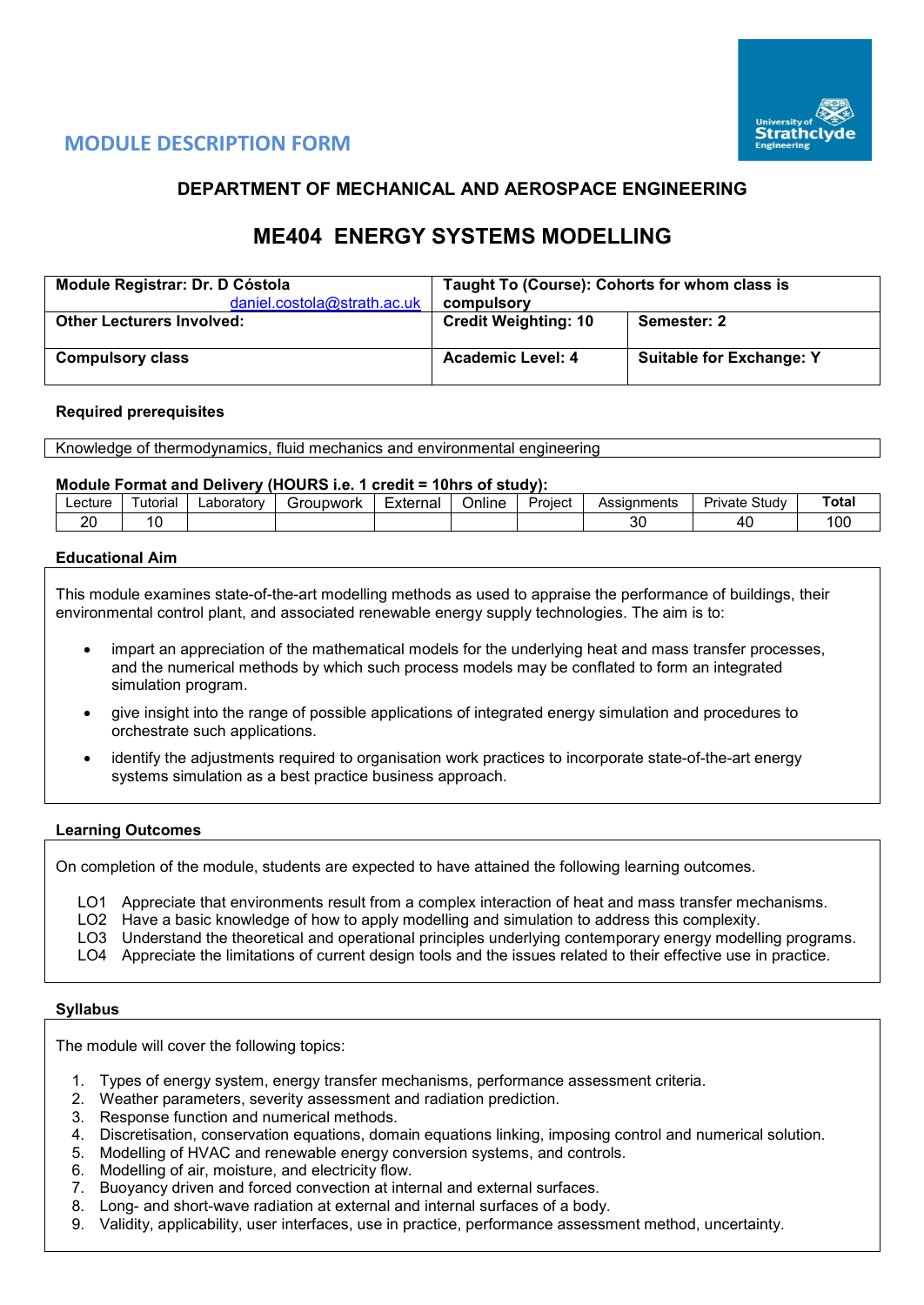## MODULE DESCRIPTION FORM

### DEPARTMENT OF MECHANICAL AND AEROSPACE ENGINEERING

# ME404 ENERGY SYSTEMS MODELLING

| | | |
|---|---|---|
| **Module Registrar: Dr. D Cóstola** daniel.costola@strath.ac.uk | **Taught To (Course): Cohorts for whom class is compulsory** | |
| **Other Lecturers Involved:** | **Credit Weighting: 10** | **Semester: 2** |
| **Compulsory class** | **Academic Level: 4** | **Suitable for Exchange: Y** |

**Required prerequisites**

Knowledge of thermodynamics, fluid mechanics and environmental engineering

**Module Format and Delivery (HOURS i.e. 1 credit = 10hrs of study):**

| Lecture | Tutorial | Laboratory | Groupwork | External | Online | Project | Assignments | Private Study | **Total** |
|---|---|---|---|---|---|---|---|---|---|
| 20 | 10 | | | | | | 30 | 40 | 100 |

**Educational Aim**

This module examines state-of-the-art modelling methods as used to appraise the performance of buildings, their environmental control plant, and associated renewable energy supply technologies. The aim is to:

- impart an appreciation of the mathematical models for the underlying heat and mass transfer processes, and the numerical methods by which such process models may be conflated to form an integrated simulation program.
- give insight into the range of possible applications of integrated energy simulation and procedures to orchestrate such applications.
- identify the adjustments required to organisation work practices to incorporate state-of-the-art energy systems simulation as a best practice business approach.

**Learning Outcomes**

On completion of the module, students are expected to have attained the following learning outcomes.

LO1 Appreciate that environments result from a complex interaction of heat and mass transfer mechanisms.
LO2 Have a basic knowledge of how to apply modelling and simulation to address this complexity.
LO3 Understand the theoretical and operational principles underlying contemporary energy modelling programs.
LO4 Appreciate the limitations of current design tools and the issues related to their effective use in practice.

**Syllabus**

The module will cover the following topics:

1. Types of energy system, energy transfer mechanisms, performance assessment criteria.
2. Weather parameters, severity assessment and radiation prediction.
3. Response function and numerical methods.
4. Discretisation, conservation equations, domain equations linking, imposing control and numerical solution.
5. Modelling of HVAC and renewable energy conversion systems, and controls.
6. Modelling of air, moisture, and electricity flow.
7. Buoyancy driven and forced convection at internal and external surfaces.
8. Long- and short-wave radiation at external and internal surfaces of a body.
9. Validity, applicability, user interfaces, use in practice, performance assessment method, uncertainty.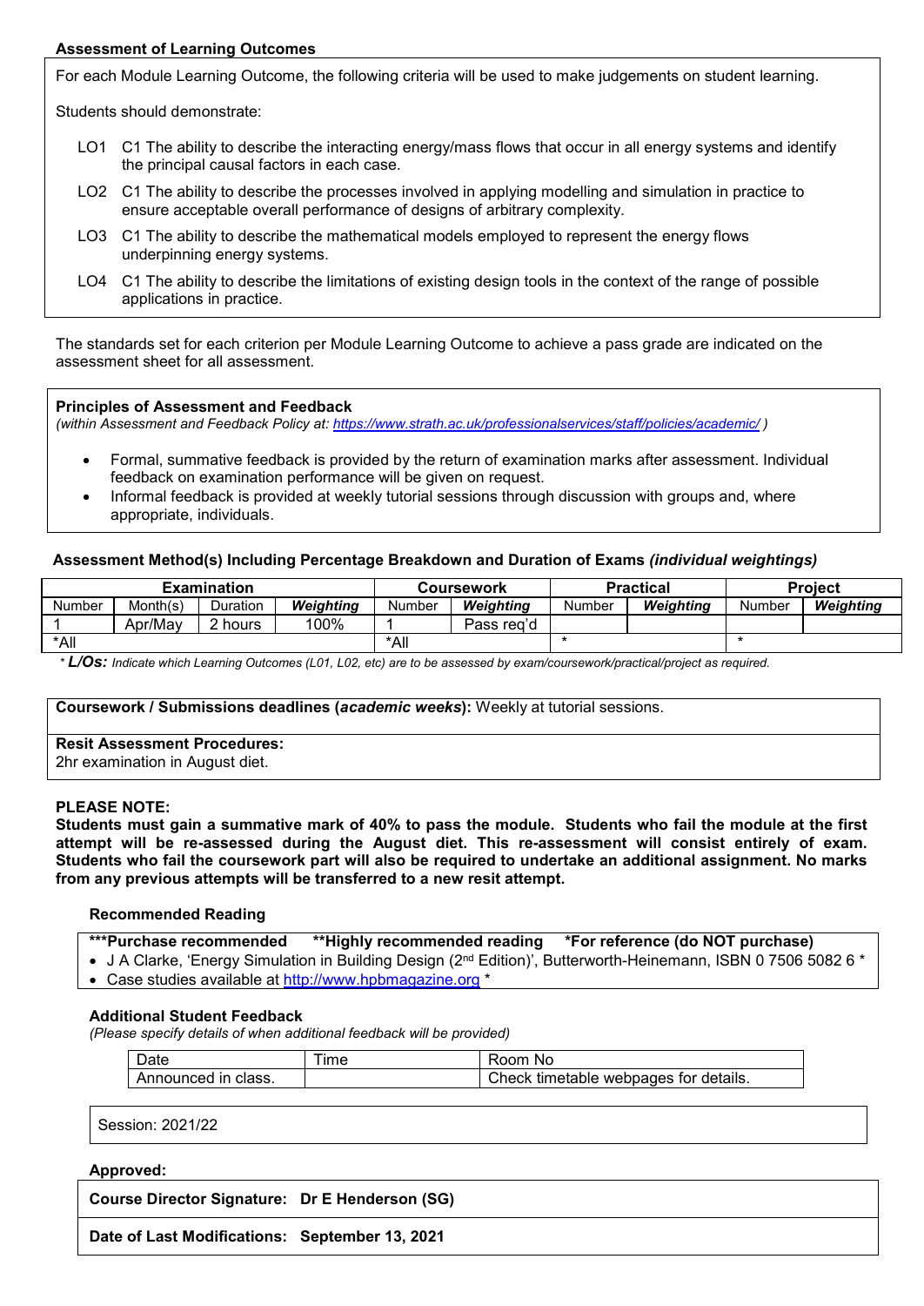**Assessment of Learning Outcomes**

For each Module Learning Outcome, the following criteria will be used to make judgements on student learning.

Students should demonstrate:

- LO1 C1 The ability to describe the interacting energy/mass flows that occur in all energy systems and identify the principal causal factors in each case.
- LO2 C1 The ability to describe the processes involved in applying modelling and simulation in practice to ensure acceptable overall performance of designs of arbitrary complexity.
- LO3 C1 The ability to describe the mathematical models employed to represent the energy flows underpinning energy systems.
- LO4 C1 The ability to describe the limitations of existing design tools in the context of the range of possible applications in practice.

The standards set for each criterion per Module Learning Outcome to achieve a pass grade are indicated on the assessment sheet for all assessment.

**Principles of Assessment and Feedback**
*(within Assessment and Feedback Policy at: https://www.strath.ac.uk/professionalservices/staff/policies/academic/ )*

- Formal, summative feedback is provided by the return of examination marks after assessment. Individual feedback on examination performance will be given on request.
- Informal feedback is provided at weekly tutorial sessions through discussion with groups and, where appropriate, individuals.

**Assessment Method(s) Including Percentage Breakdown and Duration of Exams *(individual weightings)***

| Examination | | | | Coursework | | Practical | | Project | |
|---|---|---|---|---|---|---|---|---|---|
| Number | Month(s) | Duration | ***Weighting*** | Number | ***Weighting*** | Number | ***Weighting*** | Number | ***Weighting*** |
| 1 | Apr/May | 2 hours | 100% | 1 | Pass req'd | | | | |
| *All | | | | *All | | * | | * | |

*\* **L/Os:** Indicate which Learning Outcomes (L01, L02, etc) are to be assessed by exam/coursework/practical/project as required.*

**Coursework / Submissions deadlines (*academic weeks*):** Weekly at tutorial sessions.

**Resit Assessment Procedures:**
2hr examination in August diet.

**PLEASE NOTE:**
**Students must gain a summative mark of 40% to pass the module. Students who fail the module at the first attempt will be re-assessed during the August diet. This re-assessment will consist entirely of exam. Students who fail the coursework part will also be required to undertake an additional assignment. No marks from any previous attempts will be transferred to a new resit attempt.**

**Recommended Reading**

**\*\*\*Purchase recommended  \*\*Highly recommended reading  \*For reference (do NOT purchase)**

- J A Clarke, 'Energy Simulation in Building Design (2nd Edition)', Butterworth-Heinemann, ISBN 0 7506 5082 6 *
- Case studies available at http://www.hpbmagazine.org *

**Additional Student Feedback**
*(Please specify details of when additional feedback will be provided)*

| Date | Time | Room No |
|---|---|---|
| Announced in class. | | Check timetable webpages for details. |

Session: 2021/22

**Approved:**

**Course Director Signature: Dr E Henderson (SG)**

**Date of Last Modifications: September 13, 2021**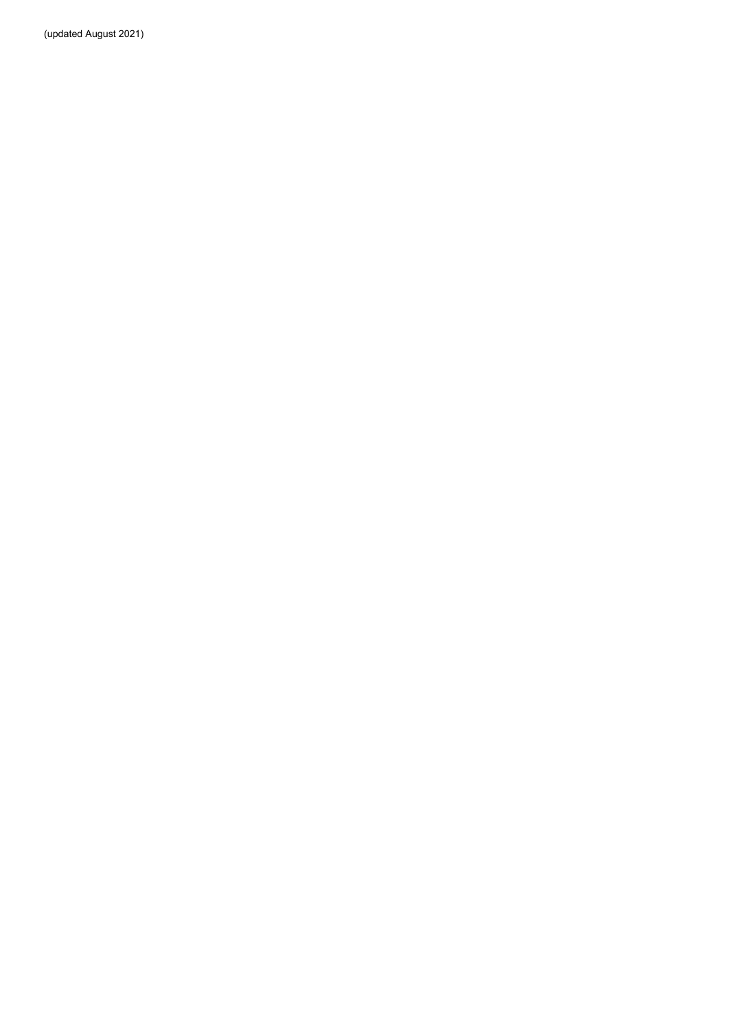(updated August 2021)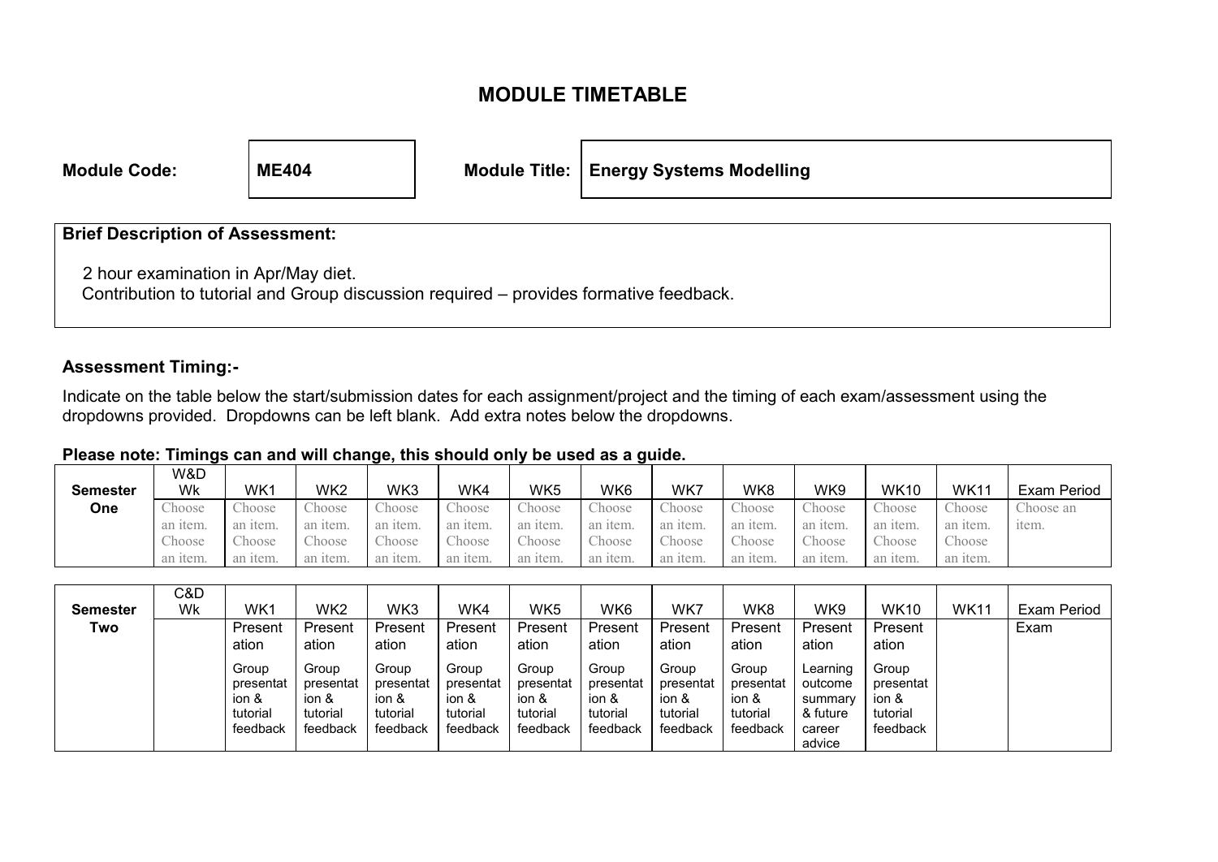# MODULE TIMETABLE

**Module Code:** **ME404** **Module Title:** **Energy Systems Modelling**

**Brief Description of Assessment:**

2 hour examination in Apr/May diet.
Contribution to tutorial and Group discussion required – provides formative feedback.

**Assessment Timing:-**

Indicate on the table below the start/submission dates for each assignment/project and the timing of each exam/assessment using the dropdowns provided. Dropdowns can be left blank. Add extra notes below the dropdowns.

**Please note: Timings can and will change, this should only be used as a guide.**

| Semester | W&D Wk | WK1 | WK2 | WK3 | WK4 | WK5 | WK6 | WK7 | WK8 | WK9 | WK10 | WK11 | Exam Period |
|---|---|---|---|---|---|---|---|---|---|---|---|---|---|
| **One** | Choose an item. Choose an item. | Choose an item. Choose an item. | Choose an item. Choose an item. | Choose an item. Choose an item. | Choose an item. Choose an item. | Choose an item. Choose an item. | Choose an item. Choose an item. | Choose an item. Choose an item. | Choose an item. Choose an item. | Choose an item. Choose an item. | Choose an item. Choose an item. | Choose an item. Choose an item. | Choose an item. |

| Semester | C&D Wk | WK1 | WK2 | WK3 | WK4 | WK5 | WK6 | WK7 | WK8 | WK9 | WK10 | WK11 | Exam Period |
|---|---|---|---|---|---|---|---|---|---|---|---|---|---|
| **Two** | | Presentation Group presentation & tutorial feedback | Presentation Group presentation & tutorial feedback | Presentation Group presentation & tutorial feedback | Presentation Group presentation & tutorial feedback | Presentation Group presentation & tutorial feedback | Presentation Group presentation & tutorial feedback | Presentation Group presentation & tutorial feedback | Presentation Group presentation & tutorial feedback | Presentation Learning outcome summary & future career advice | Presentation Group presentation & tutorial feedback | | Exam |